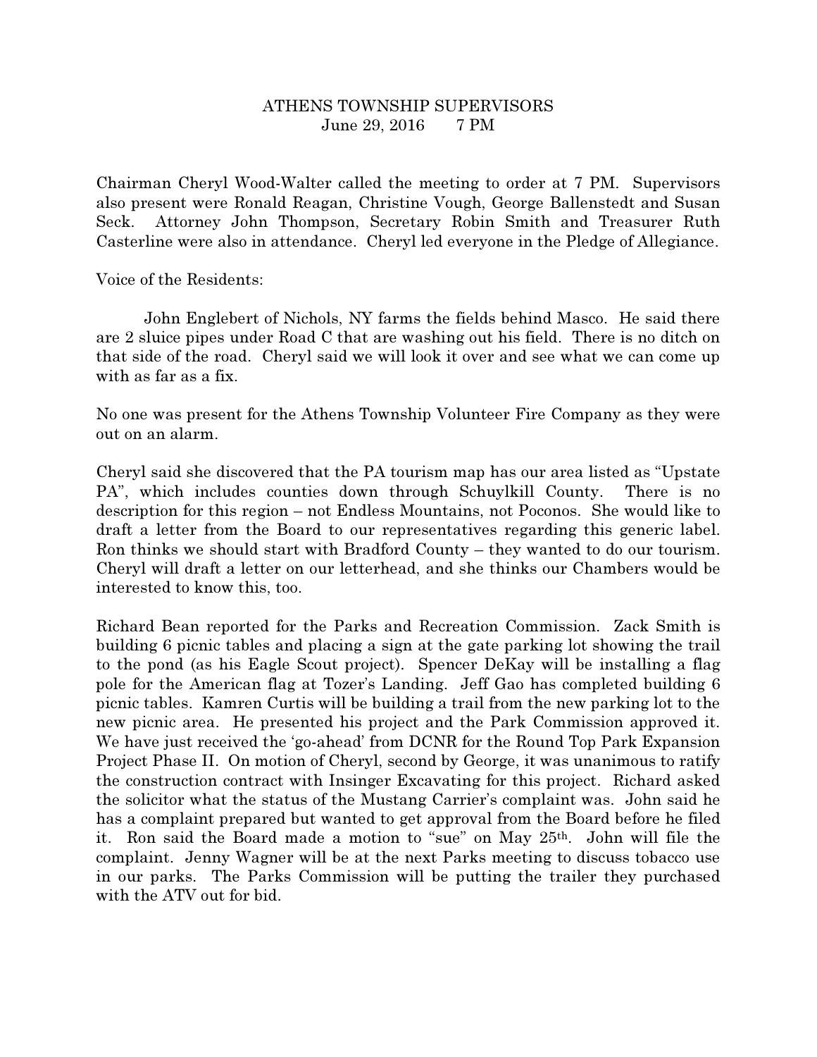# ATHENS TOWNSHIP SUPERVISORS
June 29, 2016 7 PM

Chairman Cheryl Wood-Walter called the meeting to order at 7 PM. Supervisors also present were Ronald Reagan, Christine Vough, George Ballenstedt and Susan Seck. Attorney John Thompson, Secretary Robin Smith and Treasurer Ruth Casterline were also in attendance. Cheryl led everyone in the Pledge of Allegiance.

Voice of the Residents:

John Englebert of Nichols, NY farms the fields behind Masco. He said there are 2 sluice pipes under Road C that are washing out his field. There is no ditch on that side of the road. Cheryl said we will look it over and see what we can come up with as far as a fix.

No one was present for the Athens Township Volunteer Fire Company as they were out on an alarm.

Cheryl said she discovered that the PA tourism map has our area listed as "Upstate PA", which includes counties down through Schuylkill County. There is no description for this region – not Endless Mountains, not Poconos. She would like to draft a letter from the Board to our representatives regarding this generic label. Ron thinks we should start with Bradford County – they wanted to do our tourism. Cheryl will draft a letter on our letterhead, and she thinks our Chambers would be interested to know this, too.

Richard Bean reported for the Parks and Recreation Commission. Zack Smith is building 6 picnic tables and placing a sign at the gate parking lot showing the trail to the pond (as his Eagle Scout project). Spencer DeKay will be installing a flag pole for the American flag at Tozer's Landing. Jeff Gao has completed building 6 picnic tables. Kamren Curtis will be building a trail from the new parking lot to the new picnic area. He presented his project and the Park Commission approved it. We have just received the 'go-ahead' from DCNR for the Round Top Park Expansion Project Phase II. On motion of Cheryl, second by George, it was unanimous to ratify the construction contract with Insinger Excavating for this project. Richard asked the solicitor what the status of the Mustang Carrier's complaint was. John said he has a complaint prepared but wanted to get approval from the Board before he filed it. Ron said the Board made a motion to "sue" on May 25th. John will file the complaint. Jenny Wagner will be at the next Parks meeting to discuss tobacco use in our parks. The Parks Commission will be putting the trailer they purchased with the ATV out for bid.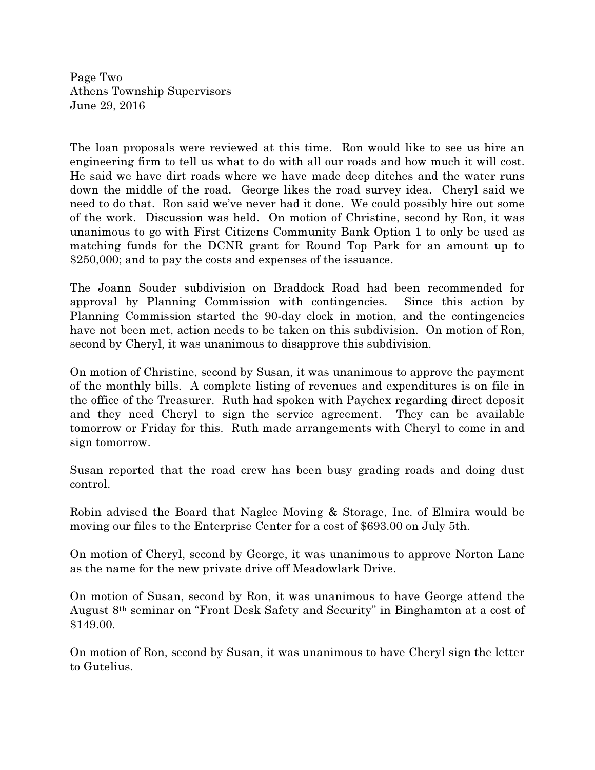The loan proposals were reviewed at this time. Ron would like to see us hire an engineering firm to tell us what to do with all our roads and how much it will cost. He said we have dirt roads where we have made deep ditches and the water runs down the middle of the road. George likes the road survey idea. Cheryl said we need to do that. Ron said we've never had it done. We could possibly hire out some of the work. Discussion was held. On motion of Christine, second by Ron, it was unanimous to go with First Citizens Community Bank Option 1 to only be used as matching funds for the DCNR grant for Round Top Park for an amount up to \$250,000; and to pay the costs and expenses of the issuance.

The Joann Souder subdivision on Braddock Road had been recommended for approval by Planning Commission with contingencies. Since this action by Planning Commission started the 90-day clock in motion, and the contingencies have not been met, action needs to be taken on this subdivision. On motion of Ron, second by Cheryl, it was unanimous to disapprove this subdivision.

On motion of Christine, second by Susan, it was unanimous to approve the payment of the monthly bills. A complete listing of revenues and expenditures is on file in the office of the Treasurer. Ruth had spoken with Paychex regarding direct deposit and they need Cheryl to sign the service agreement. They can be available tomorrow or Friday for this. Ruth made arrangements with Cheryl to come in and sign tomorrow.

Susan reported that the road crew has been busy grading roads and doing dust control.

Robin advised the Board that Naglee Moving & Storage, Inc. of Elmira would be moving our files to the Enterprise Center for a cost of \$693.00 on July 5th.

On motion of Cheryl, second by George, it was unanimous to approve Norton Lane as the name for the new private drive off Meadowlark Drive.

On motion of Susan, second by Ron, it was unanimous to have George attend the August 8th seminar on "Front Desk Safety and Security" in Binghamton at a cost of \$149.00.

On motion of Ron, second by Susan, it was unanimous to have Cheryl sign the letter to Gutelius.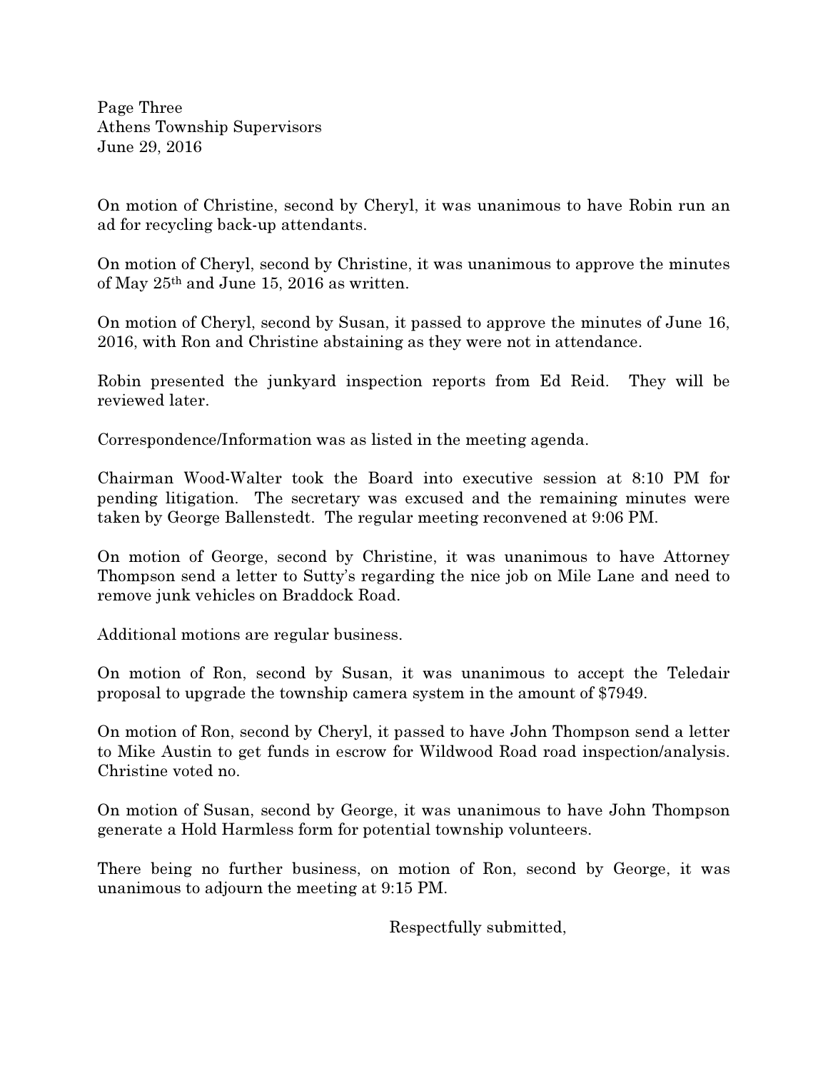On motion of Christine, second by Cheryl, it was unanimous to have Robin run an ad for recycling back-up attendants.

On motion of Cheryl, second by Christine, it was unanimous to approve the minutes of May 25th and June 15, 2016 as written.

On motion of Cheryl, second by Susan, it passed to approve the minutes of June 16, 2016, with Ron and Christine abstaining as they were not in attendance.

Robin presented the junkyard inspection reports from Ed Reid. They will be reviewed later.

Correspondence/Information was as listed in the meeting agenda.

Chairman Wood-Walter took the Board into executive session at 8:10 PM for pending litigation. The secretary was excused and the remaining minutes were taken by George Ballenstedt. The regular meeting reconvened at 9:06 PM.

On motion of George, second by Christine, it was unanimous to have Attorney Thompson send a letter to Sutty's regarding the nice job on Mile Lane and need to remove junk vehicles on Braddock Road.

Additional motions are regular business.

On motion of Ron, second by Susan, it was unanimous to accept the Teledair proposal to upgrade the township camera system in the amount of $7949.

On motion of Ron, second by Cheryl, it passed to have John Thompson send a letter to Mike Austin to get funds in escrow for Wildwood Road road inspection/analysis. Christine voted no.

On motion of Susan, second by George, it was unanimous to have John Thompson generate a Hold Harmless form for potential township volunteers.

There being no further business, on motion of Ron, second by George, it was unanimous to adjourn the meeting at 9:15 PM.

Respectfully submitted,